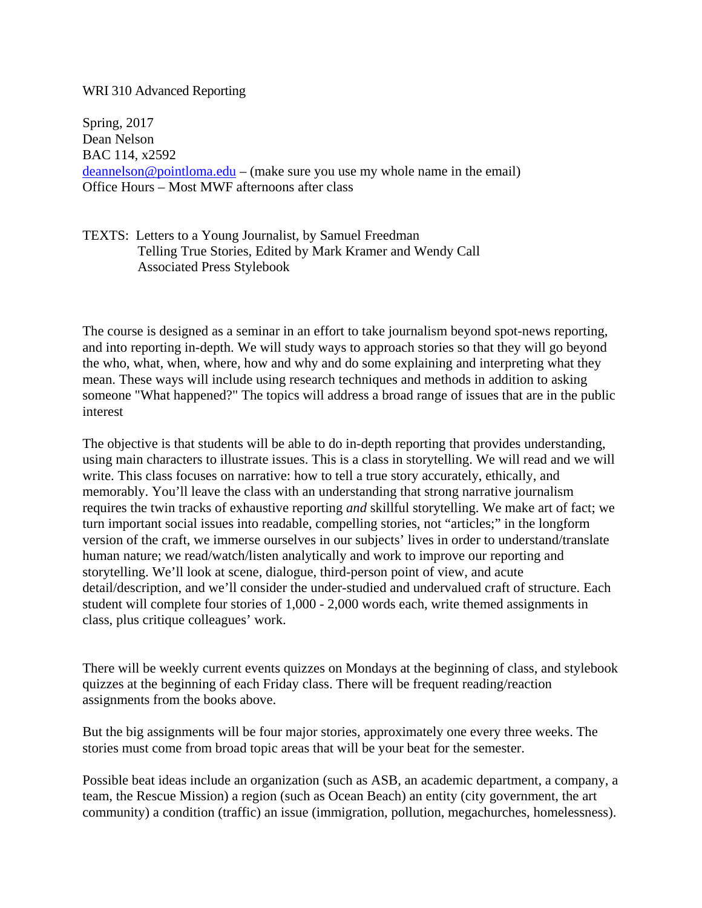WRI 310 Advanced Reporting

Spring, 2017
Dean Nelson
BAC 114, x2592
deannelson@pointloma.edu – (make sure you use my whole name in the email)
Office Hours – Most MWF afternoons after class

TEXTS: Letters to a Young Journalist, by Samuel Freedman
Telling True Stories, Edited by Mark Kramer and Wendy Call
Associated Press Stylebook

The course is designed as a seminar in an effort to take journalism beyond spot-news reporting, and into reporting in-depth. We will study ways to approach stories so that they will go beyond the who, what, when, where, how and why and do some explaining and interpreting what they mean. These ways will include using research techniques and methods in addition to asking someone "What happened?" The topics will address a broad range of issues that are in the public interest

The objective is that students will be able to do in-depth reporting that provides understanding, using main characters to illustrate issues. This is a class in storytelling. We will read and we will write. This class focuses on narrative: how to tell a true story accurately, ethically, and memorably. You'll leave the class with an understanding that strong narrative journalism requires the twin tracks of exhaustive reporting *and* skillful storytelling. We make art of fact; we turn important social issues into readable, compelling stories, not "articles;" in the longform version of the craft, we immerse ourselves in our subjects' lives in order to understand/translate human nature; we read/watch/listen analytically and work to improve our reporting and storytelling. We'll look at scene, dialogue, third-person point of view, and acute detail/description, and we'll consider the under-studied and undervalued craft of structure. Each student will complete four stories of 1,000 - 2,000 words each, write themed assignments in class, plus critique colleagues' work.

There will be weekly current events quizzes on Mondays at the beginning of class, and stylebook quizzes at the beginning of each Friday class. There will be frequent reading/reaction assignments from the books above.

But the big assignments will be four major stories, approximately one every three weeks. The stories must come from broad topic areas that will be your beat for the semester.

Possible beat ideas include an organization (such as ASB, an academic department, a company, a team, the Rescue Mission) a region (such as Ocean Beach) an entity (city government, the art community) a condition (traffic) an issue (immigration, pollution, megachurches, homelessness).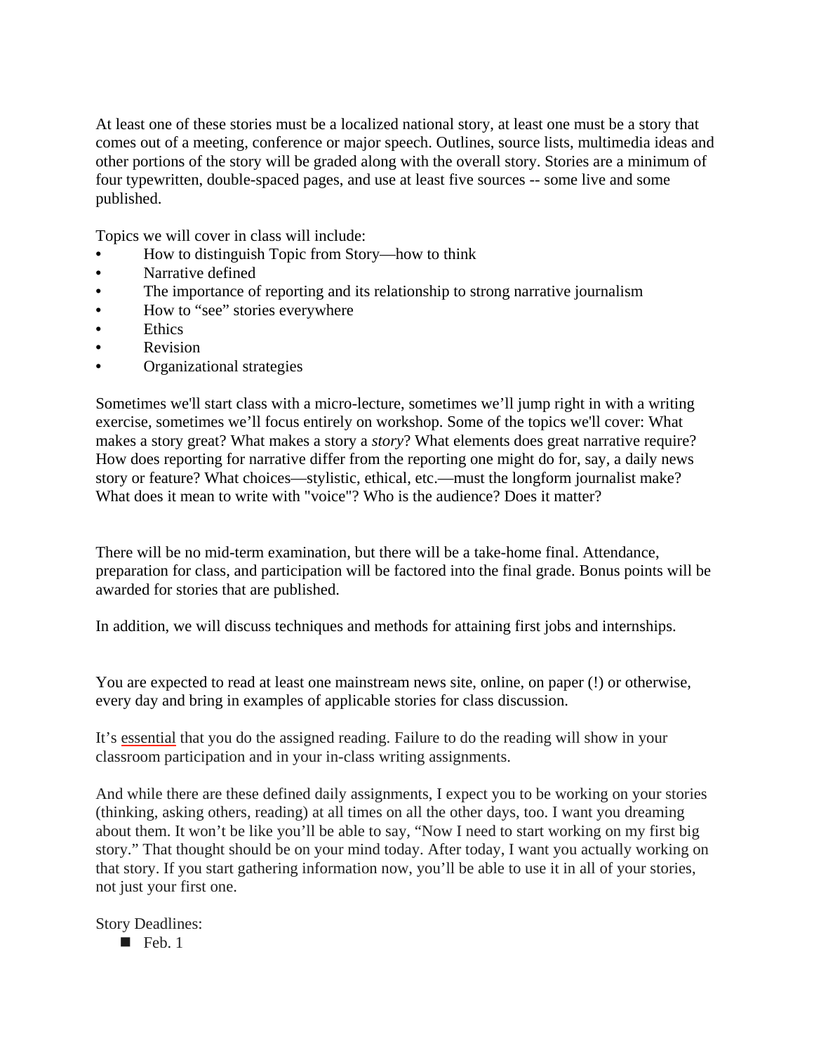At least one of these stories must be a localized national story, at least one must be a story that comes out of a meeting, conference or major speech. Outlines, source lists, multimedia ideas and other portions of the story will be graded along with the overall story. Stories are a minimum of four typewritten, double-spaced pages, and use at least five sources -- some live and some published.

Topics we will cover in class will include:

- How to distinguish Topic from Story—how to think
- Narrative defined
- The importance of reporting and its relationship to strong narrative journalism
- How to "see" stories everywhere
- Ethics
- Revision
- Organizational strategies

Sometimes we'll start class with a micro-lecture, sometimes we'll jump right in with a writing exercise, sometimes we'll focus entirely on workshop. Some of the topics we'll cover: What makes a story great? What makes a story a *story*? What elements does great narrative require? How does reporting for narrative differ from the reporting one might do for, say, a daily news story or feature? What choices—stylistic, ethical, etc.—must the longform journalist make? What does it mean to write with "voice"? Who is the audience? Does it matter?

There will be no mid-term examination, but there will be a take-home final. Attendance, preparation for class, and participation will be factored into the final grade. Bonus points will be awarded for stories that are published.

In addition, we will discuss techniques and methods for attaining first jobs and internships.

You are expected to read at least one mainstream news site, online, on paper (!) or otherwise, every day and bring in examples of applicable stories for class discussion.

It's essential that you do the assigned reading. Failure to do the reading will show in your classroom participation and in your in-class writing assignments.

And while there are these defined daily assignments, I expect you to be working on your stories (thinking, asking others, reading) at all times on all the other days, too. I want you dreaming about them. It won't be like you'll be able to say, "Now I need to start working on my first big story." That thought should be on your mind today. After today, I want you actually working on that story. If you start gathering information now, you'll be able to use it in all of your stories, not just your first one.

Story Deadlines:

- Feb. 1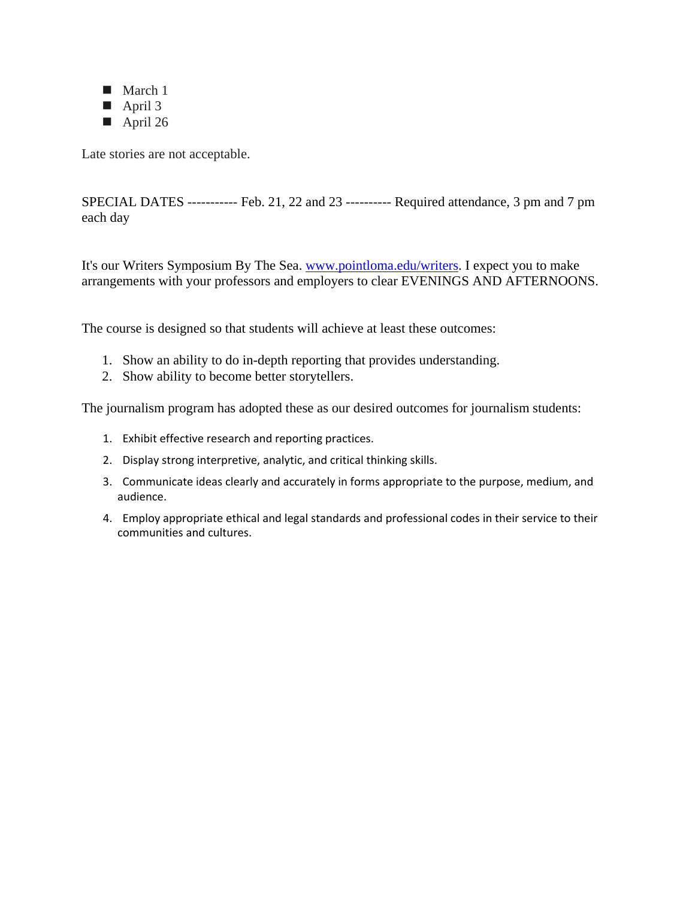- March 1
- April 3
- April 26

Late stories are not acceptable.

SPECIAL DATES ----------- Feb. 21, 22 and 23 ---------- Required attendance, 3 pm and 7 pm each day

It's our Writers Symposium By The Sea. [www.pointloma.edu/writers](http://www.pointloma.edu/writers). I expect you to make arrangements with your professors and employers to clear EVENINGS AND AFTERNOONS.

The course is designed so that students will achieve at least these outcomes:

1. Show an ability to do in-depth reporting that provides understanding.
2. Show ability to become better storytellers.

The journalism program has adopted these as our desired outcomes for journalism students:

1. Exhibit effective research and reporting practices.
2. Display strong interpretive, analytic, and critical thinking skills.
3. Communicate ideas clearly and accurately in forms appropriate to the purpose, medium, and audience.
4. Employ appropriate ethical and legal standards and professional codes in their service to their communities and cultures.